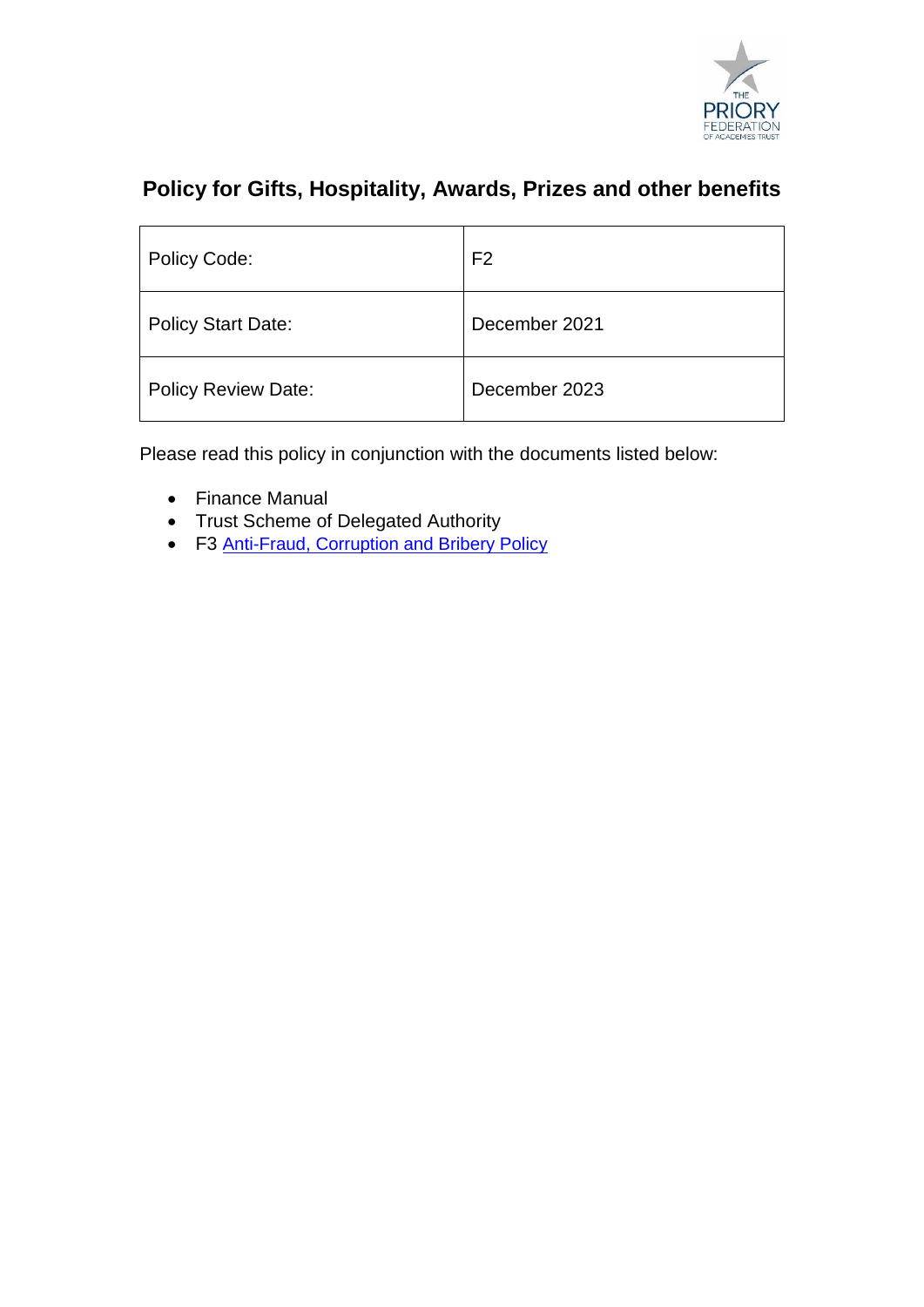# Policy for Gifts, Hospitality, Awards, Prizes and other benefits

| | |
|---|---|
| Policy Code: | F2 |
| Policy Start Date: | December 2021 |
| Policy Review Date: | December 2023 |

Please read this policy in conjunction with the documents listed below:

- Finance Manual
- Trust Scheme of Delegated Authority
- F3 Anti-Fraud, Corruption and Bribery Policy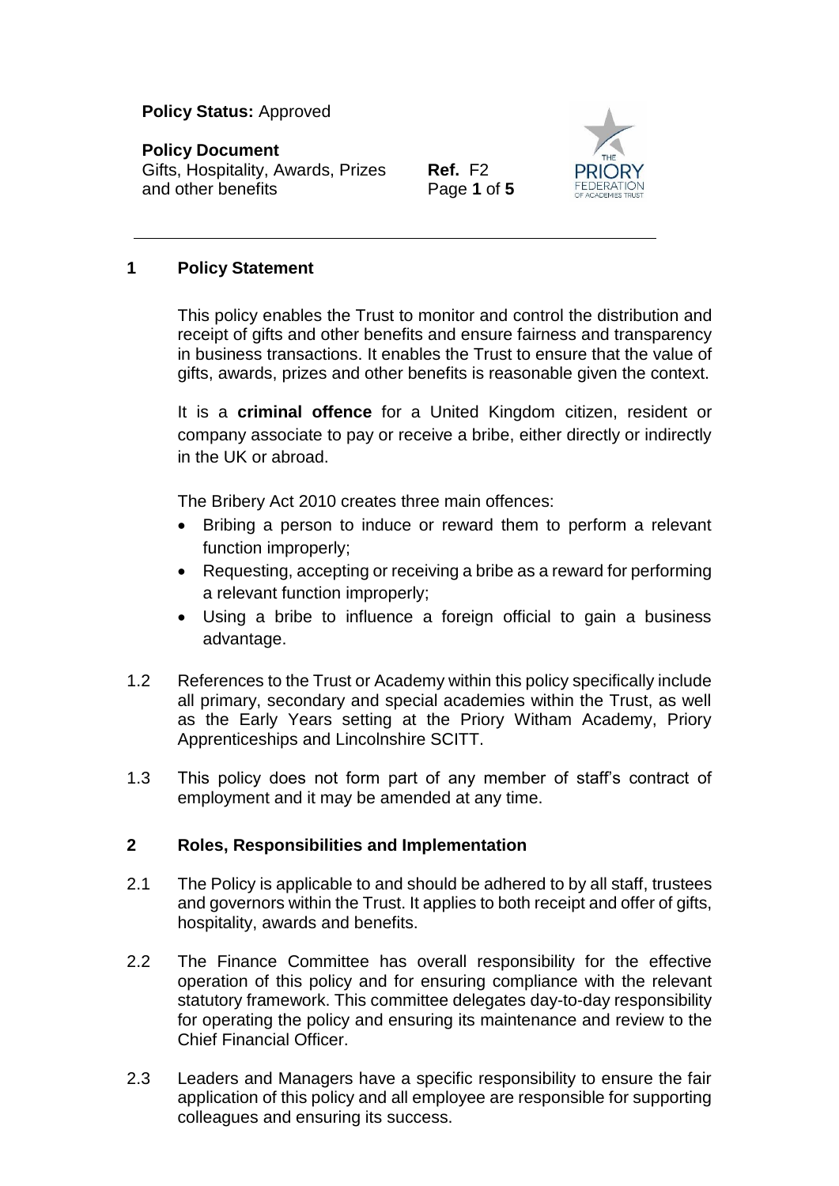## 1 Policy Statement

This policy enables the Trust to monitor and control the distribution and receipt of gifts and other benefits and ensure fairness and transparency in business transactions. It enables the Trust to ensure that the value of gifts, awards, prizes and other benefits is reasonable given the context.

It is a **criminal offence** for a United Kingdom citizen, resident or company associate to pay or receive a bribe, either directly or indirectly in the UK or abroad.

The Bribery Act 2010 creates three main offences:

- Bribing a person to induce or reward them to perform a relevant function improperly;
- Requesting, accepting or receiving a bribe as a reward for performing a relevant function improperly;
- Using a bribe to influence a foreign official to gain a business advantage.

1.2 References to the Trust or Academy within this policy specifically include all primary, secondary and special academies within the Trust, as well as the Early Years setting at the Priory Witham Academy, Priory Apprenticeships and Lincolnshire SCITT.

1.3 This policy does not form part of any member of staff's contract of employment and it may be amended at any time.

## 2 Roles, Responsibilities and Implementation

2.1 The Policy is applicable to and should be adhered to by all staff, trustees and governors within the Trust. It applies to both receipt and offer of gifts, hospitality, awards and benefits.

2.2 The Finance Committee has overall responsibility for the effective operation of this policy and for ensuring compliance with the relevant statutory framework. This committee delegates day-to-day responsibility for operating the policy and ensuring its maintenance and review to the Chief Financial Officer.

2.3 Leaders and Managers have a specific responsibility to ensure the fair application of this policy and all employee are responsible for supporting colleagues and ensuring its success.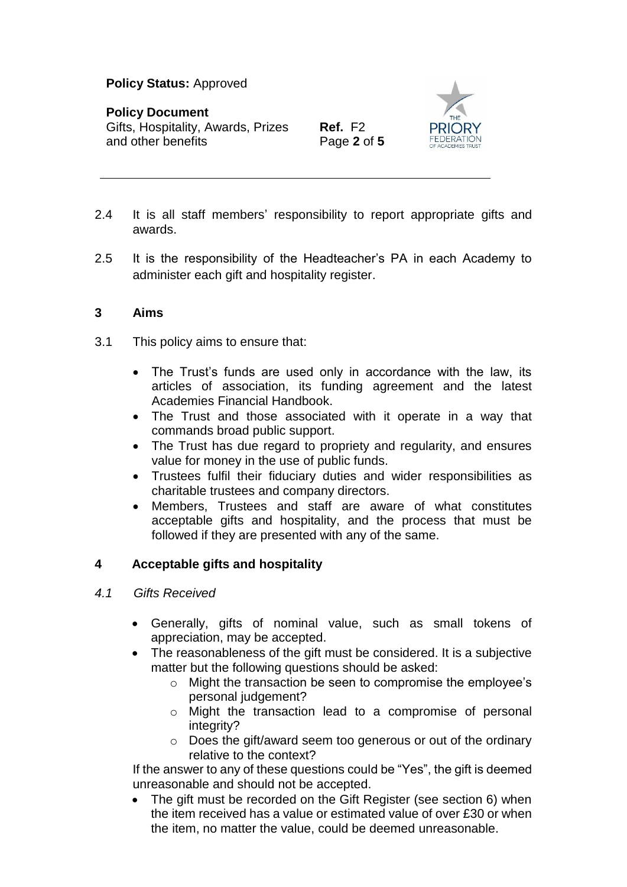2.4 It is all staff members' responsibility to report appropriate gifts and awards.

2.5 It is the responsibility of the Headteacher's PA in each Academy to administer each gift and hospitality register.

## 3 Aims

3.1 This policy aims to ensure that:

- The Trust's funds are used only in accordance with the law, its articles of association, its funding agreement and the latest Academies Financial Handbook.
- The Trust and those associated with it operate in a way that commands broad public support.
- The Trust has due regard to propriety and regularity, and ensures value for money in the use of public funds.
- Trustees fulfil their fiduciary duties and wider responsibilities as charitable trustees and company directors.
- Members, Trustees and staff are aware of what constitutes acceptable gifts and hospitality, and the process that must be followed if they are presented with any of the same.

## 4 Acceptable gifts and hospitality

*4.1 Gifts Received*

- Generally, gifts of nominal value, such as small tokens of appreciation, may be accepted.
- The reasonableness of the gift must be considered. It is a subjective matter but the following questions should be asked:
  - Might the transaction be seen to compromise the employee's personal judgement?
  - Might the transaction lead to a compromise of personal integrity?
  - Does the gift/award seem too generous or out of the ordinary relative to the context?

  If the answer to any of these questions could be "Yes", the gift is deemed unreasonable and should not be accepted.
- The gift must be recorded on the Gift Register (see section 6) when the item received has a value or estimated value of over £30 or when the item, no matter the value, could be deemed unreasonable.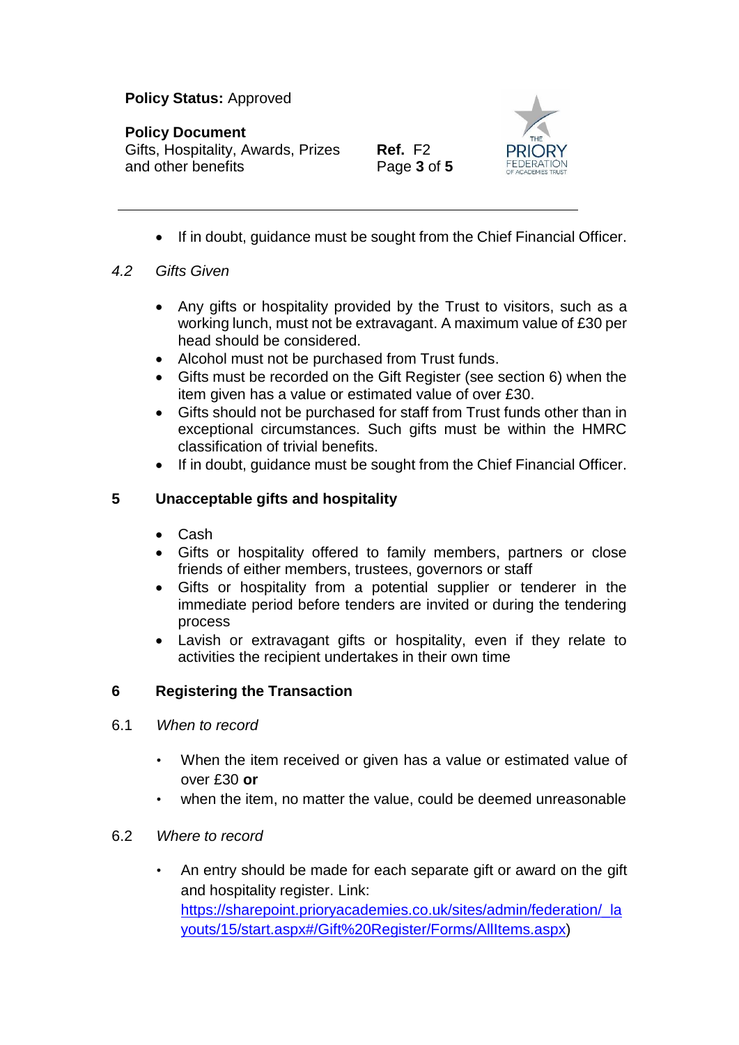- If in doubt, guidance must be sought from the Chief Financial Officer.

### *4.2 Gifts Given*

- Any gifts or hospitality provided by the Trust to visitors, such as a working lunch, must not be extravagant. A maximum value of £30 per head should be considered.
- Alcohol must not be purchased from Trust funds.
- Gifts must be recorded on the Gift Register (see section 6) when the item given has a value or estimated value of over £30.
- Gifts should not be purchased for staff from Trust funds other than in exceptional circumstances. Such gifts must be within the HMRC classification of trivial benefits.
- If in doubt, guidance must be sought from the Chief Financial Officer.

## 5 Unacceptable gifts and hospitality

- Cash
- Gifts or hospitality offered to family members, partners or close friends of either members, trustees, governors or staff
- Gifts or hospitality from a potential supplier or tenderer in the immediate period before tenders are invited or during the tendering process
- Lavish or extravagant gifts or hospitality, even if they relate to activities the recipient undertakes in their own time

## 6 Registering the Transaction

### 6.1 *When to record*

- When the item received or given has a value or estimated value of over £30 **or**
- when the item, no matter the value, could be deemed unreasonable

### 6.2 *Where to record*

- An entry should be made for each separate gift or award on the gift and hospitality register. Link: [https://sharepoint.prioryacademies.co.uk/sites/admin/federation/_layouts/15/start.aspx#/Gift%20Register/Forms/AllItems.aspx](https://sharepoint.prioryacademies.co.uk/sites/admin/federation/_layouts/15/start.aspx#/Gift%20Register/Forms/AllItems.aspx))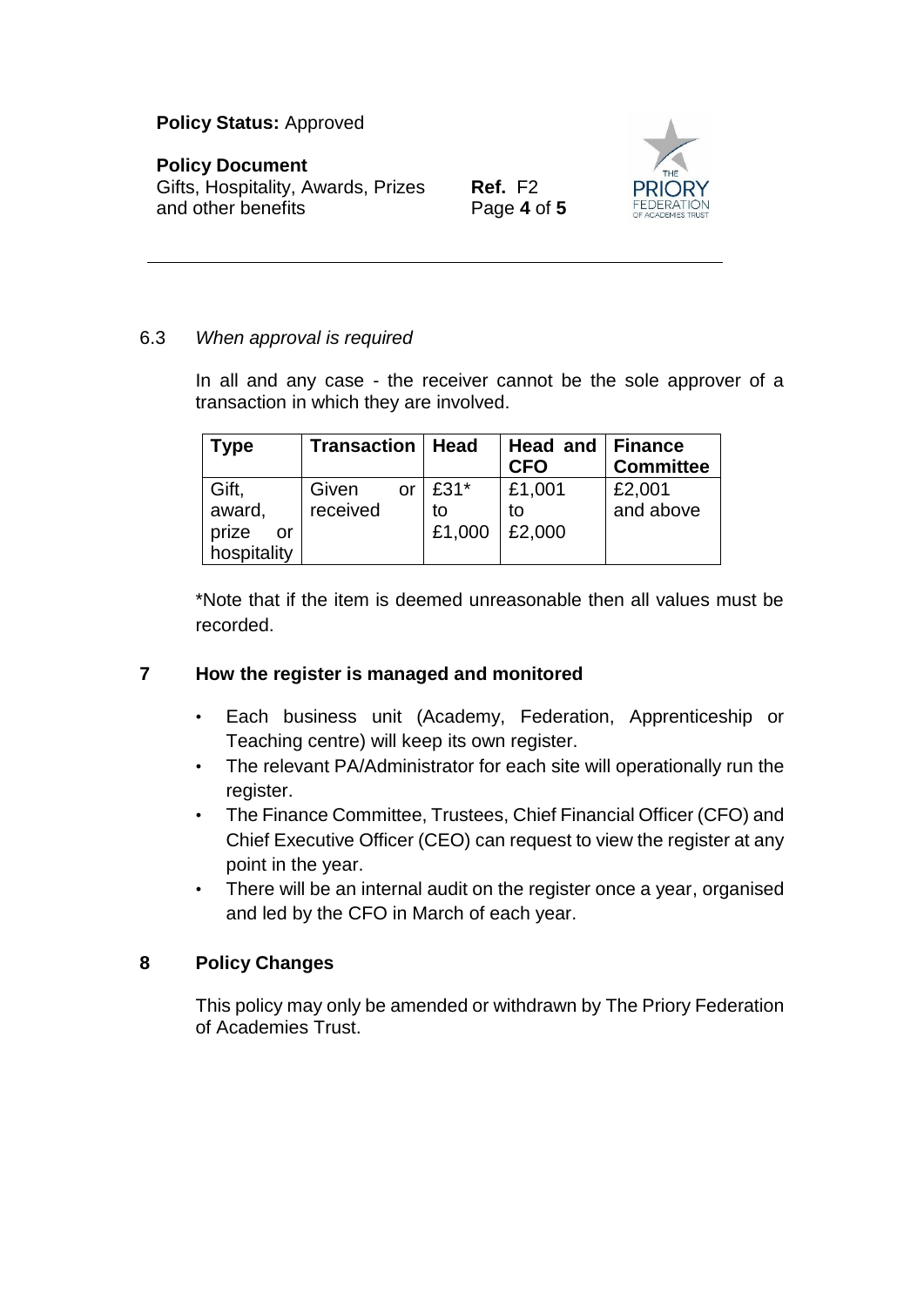### 6.3 *When approval is required*

In all and any case - the receiver cannot be the sole approver of a transaction in which they are involved.

| Type | Transaction | Head | Head and CFO | Finance Committee |
|---|---|---|---|---|
| Gift, award, prize or hospitality | Given or received | £31* to £1,000 | £1,001 to £2,000 | £2,001 and above |

*Note that if the item is deemed unreasonable then all values must be recorded.

## 7 How the register is managed and monitored

- Each business unit (Academy, Federation, Apprenticeship or Teaching centre) will keep its own register.
- The relevant PA/Administrator for each site will operationally run the register.
- The Finance Committee, Trustees, Chief Financial Officer (CFO) and Chief Executive Officer (CEO) can request to view the register at any point in the year.
- There will be an internal audit on the register once a year, organised and led by the CFO in March of each year.

## 8 Policy Changes

This policy may only be amended or withdrawn by The Priory Federation of Academies Trust.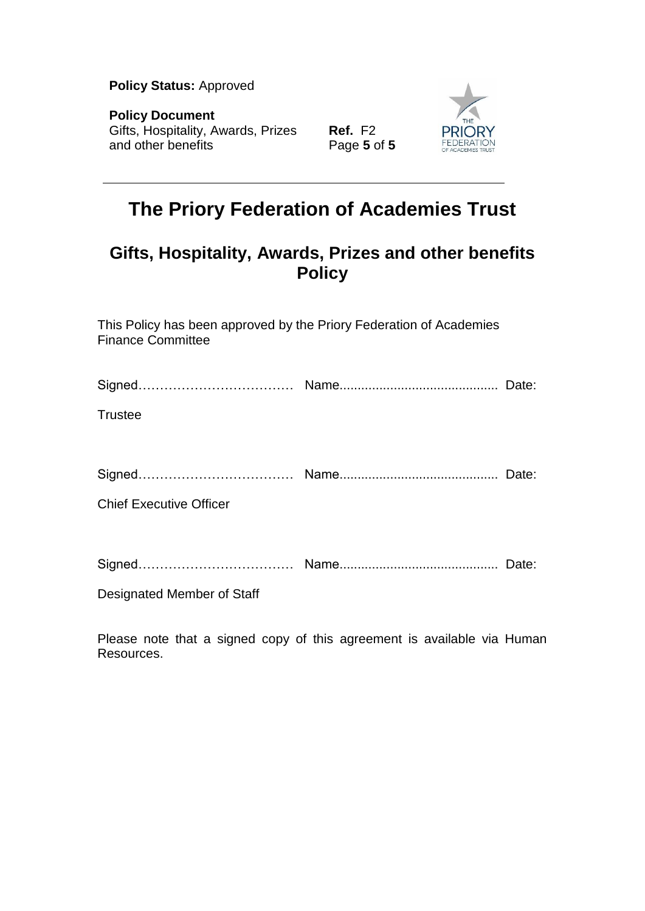# The Priory Federation of Academies Trust

## Gifts, Hospitality, Awards, Prizes and other benefits Policy

This Policy has been approved by the Priory Federation of Academies Finance Committee

Signed……………………………… Name........................................... Date:

Trustee

Signed……………………………… Name........................................... Date:

Chief Executive Officer

Signed……………………………… Name........................................... Date:

Designated Member of Staff

Please note that a signed copy of this agreement is available via Human Resources.